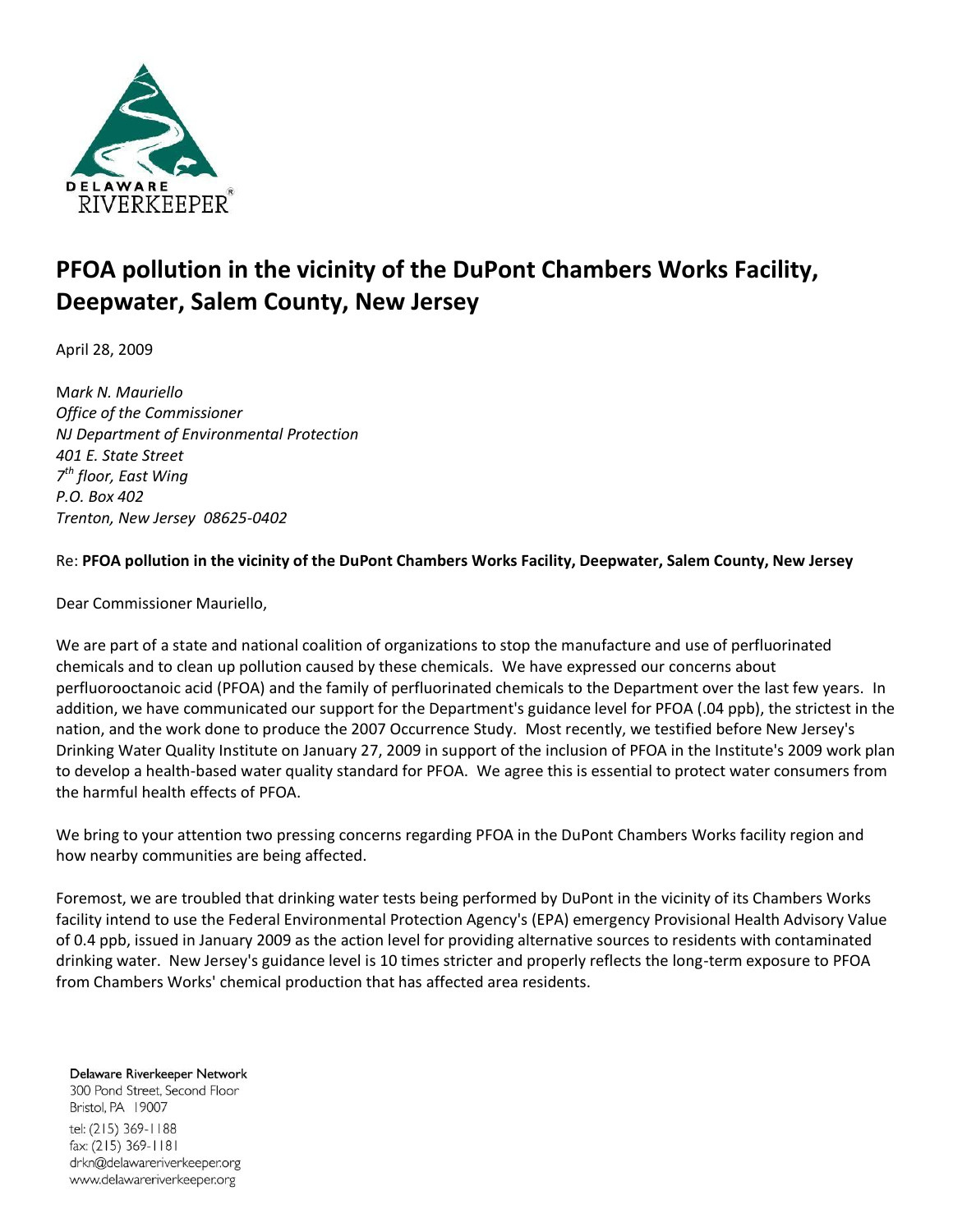# PFOA pollution in the vicinity of the DuPont Chambers Works Facility, Deepwater, Salem County, New Jersey

April 28, 2009

*Mark N. Mauriello*
*Office of the Commissioner*
*NJ Department of Environmental Protection*
*401 E. State Street*
*7th floor, East Wing*
*P.O. Box 402*
*Trenton, New Jersey 08625-0402*

Re: **PFOA pollution in the vicinity of the DuPont Chambers Works Facility, Deepwater, Salem County, New Jersey**

Dear Commissioner Mauriello,

We are part of a state and national coalition of organizations to stop the manufacture and use of perfluorinated chemicals and to clean up pollution caused by these chemicals. We have expressed our concerns about perfluorooctanoic acid (PFOA) and the family of perfluorinated chemicals to the Department over the last few years. In addition, we have communicated our support for the Department's guidance level for PFOA (.04 ppb), the strictest in the nation, and the work done to produce the 2007 Occurrence Study. Most recently, we testified before New Jersey's Drinking Water Quality Institute on January 27, 2009 in support of the inclusion of PFOA in the Institute's 2009 work plan to develop a health-based water quality standard for PFOA. We agree this is essential to protect water consumers from the harmful health effects of PFOA.

We bring to your attention two pressing concerns regarding PFOA in the DuPont Chambers Works facility region and how nearby communities are being affected.

Foremost, we are troubled that drinking water tests being performed by DuPont in the vicinity of its Chambers Works facility intend to use the Federal Environmental Protection Agency's (EPA) emergency Provisional Health Advisory Value of 0.4 ppb, issued in January 2009 as the action level for providing alternative sources to residents with contaminated drinking water. New Jersey's guidance level is 10 times stricter and properly reflects the long-term exposure to PFOA from Chambers Works' chemical production that has affected area residents.

Delaware Riverkeeper Network
300 Pond Street, Second Floor
Bristol, PA 19007
tel: (215) 369-1188
fax: (215) 369-1181
drkn@delawareriverkeeper.org
www.delawareriverkeeper.org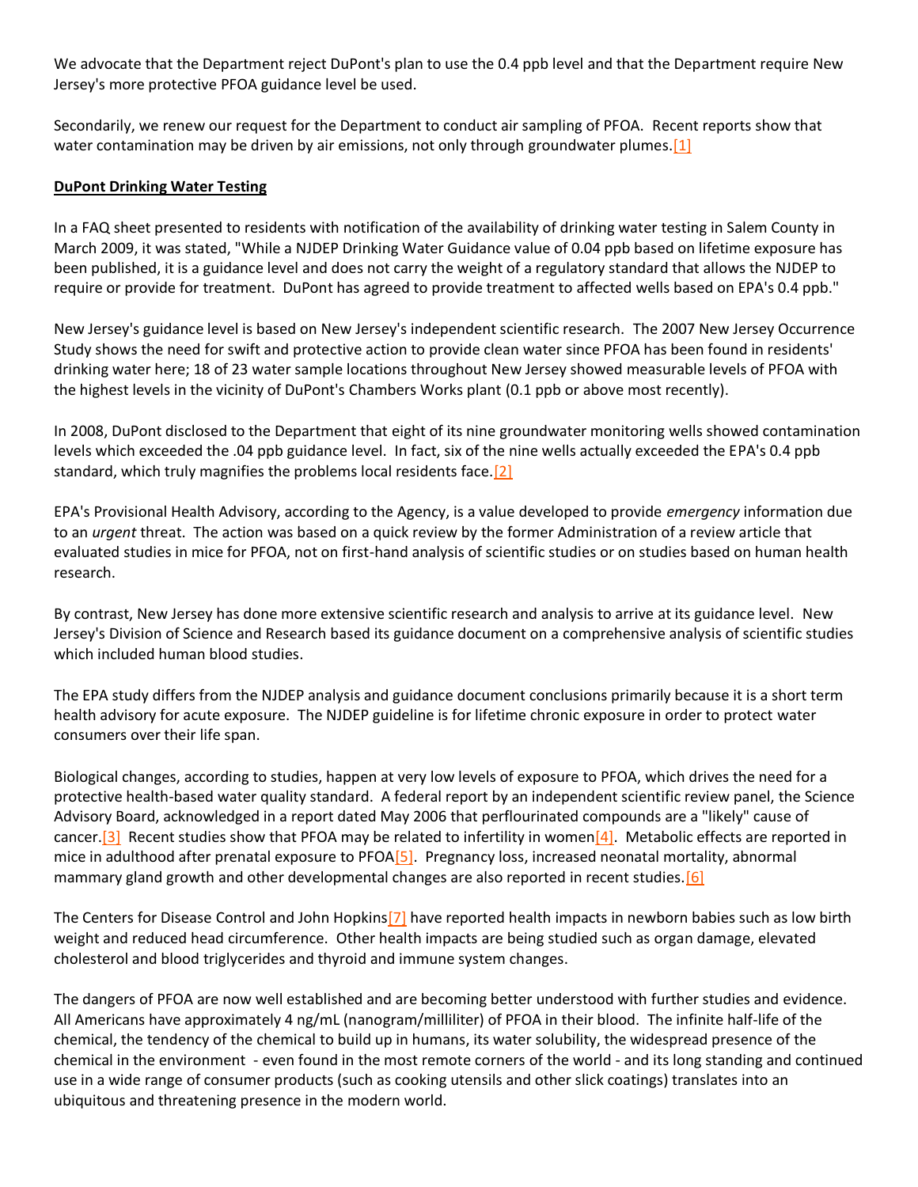We advocate that the Department reject DuPont's plan to use the 0.4 ppb level and that the Department require New Jersey's more protective PFOA guidance level be used.

Secondarily, we renew our request for the Department to conduct air sampling of PFOA. Recent reports show that water contamination may be driven by air emissions, not only through groundwater plumes.[1]

**DuPont Drinking Water Testing**

In a FAQ sheet presented to residents with notification of the availability of drinking water testing in Salem County in March 2009, it was stated, "While a NJDEP Drinking Water Guidance value of 0.04 ppb based on lifetime exposure has been published, it is a guidance level and does not carry the weight of a regulatory standard that allows the NJDEP to require or provide for treatment. DuPont has agreed to provide treatment to affected wells based on EPA's 0.4 ppb."

New Jersey's guidance level is based on New Jersey's independent scientific research. The 2007 New Jersey Occurrence Study shows the need for swift and protective action to provide clean water since PFOA has been found in residents' drinking water here; 18 of 23 water sample locations throughout New Jersey showed measurable levels of PFOA with the highest levels in the vicinity of DuPont's Chambers Works plant (0.1 ppb or above most recently).

In 2008, DuPont disclosed to the Department that eight of its nine groundwater monitoring wells showed contamination levels which exceeded the .04 ppb guidance level. In fact, six of the nine wells actually exceeded the EPA's 0.4 ppb standard, which truly magnifies the problems local residents face.[2]

EPA's Provisional Health Advisory, according to the Agency, is a value developed to provide *emergency* information due to an *urgent* threat. The action was based on a quick review by the former Administration of a review article that evaluated studies in mice for PFOA, not on first-hand analysis of scientific studies or on studies based on human health research.

By contrast, New Jersey has done more extensive scientific research and analysis to arrive at its guidance level. New Jersey's Division of Science and Research based its guidance document on a comprehensive analysis of scientific studies which included human blood studies.

The EPA study differs from the NJDEP analysis and guidance document conclusions primarily because it is a short term health advisory for acute exposure. The NJDEP guideline is for lifetime chronic exposure in order to protect water consumers over their life span.

Biological changes, according to studies, happen at very low levels of exposure to PFOA, which drives the need for a protective health-based water quality standard. A federal report by an independent scientific review panel, the Science Advisory Board, acknowledged in a report dated May 2006 that perflourinated compounds are a "likely" cause of cancer.[3] Recent studies show that PFOA may be related to infertility in women[4]. Metabolic effects are reported in mice in adulthood after prenatal exposure to PFOA[5]. Pregnancy loss, increased neonatal mortality, abnormal mammary gland growth and other developmental changes are also reported in recent studies.[6]

The Centers for Disease Control and John Hopkins[7] have reported health impacts in newborn babies such as low birth weight and reduced head circumference. Other health impacts are being studied such as organ damage, elevated cholesterol and blood triglycerides and thyroid and immune system changes.

The dangers of PFOA are now well established and are becoming better understood with further studies and evidence. All Americans have approximately 4 ng/mL (nanogram/milliliter) of PFOA in their blood. The infinite half-life of the chemical, the tendency of the chemical to build up in humans, its water solubility, the widespread presence of the chemical in the environment - even found in the most remote corners of the world - and its long standing and continued use in a wide range of consumer products (such as cooking utensils and other slick coatings) translates into an ubiquitous and threatening presence in the modern world.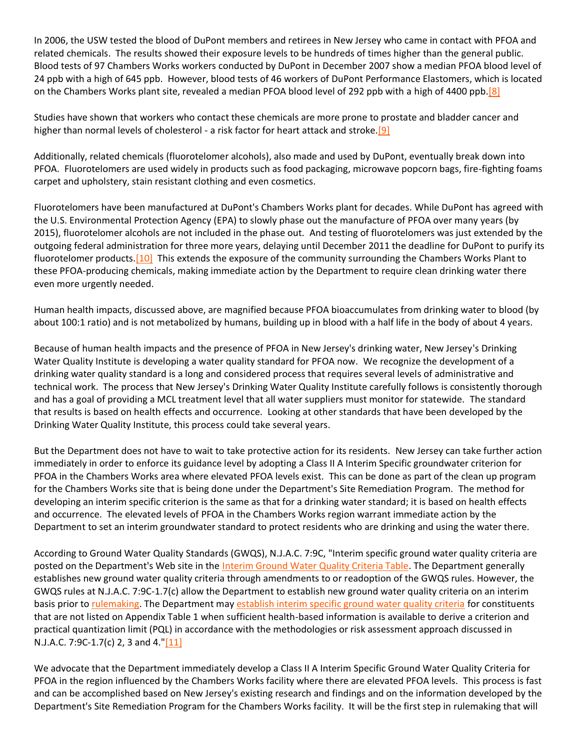In 2006, the USW tested the blood of DuPont members and retirees in New Jersey who came in contact with PFOA and related chemicals. The results showed their exposure levels to be hundreds of times higher than the general public. Blood tests of 97 Chambers Works workers conducted by DuPont in December 2007 show a median PFOA blood level of 24 ppb with a high of 645 ppb. However, blood tests of 46 workers of DuPont Performance Elastomers, which is located on the Chambers Works plant site, revealed a median PFOA blood level of 292 ppb with a high of 4400 ppb.[8]

Studies have shown that workers who contact these chemicals are more prone to prostate and bladder cancer and higher than normal levels of cholesterol - a risk factor for heart attack and stroke.[9]

Additionally, related chemicals (fluorotelomer alcohols), also made and used by DuPont, eventually break down into PFOA. Fluorotelomers are used widely in products such as food packaging, microwave popcorn bags, fire-fighting foams carpet and upholstery, stain resistant clothing and even cosmetics.

Fluorotelomers have been manufactured at DuPont's Chambers Works plant for decades. While DuPont has agreed with the U.S. Environmental Protection Agency (EPA) to slowly phase out the manufacture of PFOA over many years (by 2015), fluorotelomer alcohols are not included in the phase out. And testing of fluorotelomers was just extended by the outgoing federal administration for three more years, delaying until December 2011 the deadline for DuPont to purify its fluorotelomer products.[10] This extends the exposure of the community surrounding the Chambers Works Plant to these PFOA-producing chemicals, making immediate action by the Department to require clean drinking water there even more urgently needed.

Human health impacts, discussed above, are magnified because PFOA bioaccumulates from drinking water to blood (by about 100:1 ratio) and is not metabolized by humans, building up in blood with a half life in the body of about 4 years.

Because of human health impacts and the presence of PFOA in New Jersey's drinking water, New Jersey's Drinking Water Quality Institute is developing a water quality standard for PFOA now. We recognize the development of a drinking water quality standard is a long and considered process that requires several levels of administrative and technical work. The process that New Jersey's Drinking Water Quality Institute carefully follows is consistently thorough and has a goal of providing a MCL treatment level that all water suppliers must monitor for statewide. The standard that results is based on health effects and occurrence. Looking at other standards that have been developed by the Drinking Water Quality Institute, this process could take several years.

But the Department does not have to wait to take protective action for its residents. New Jersey can take further action immediately in order to enforce its guidance level by adopting a Class II A Interim Specific groundwater criterion for PFOA in the Chambers Works area where elevated PFOA levels exist. This can be done as part of the clean up program for the Chambers Works site that is being done under the Department's Site Remediation Program. The method for developing an interim specific criterion is the same as that for a drinking water standard; it is based on health effects and occurrence. The elevated levels of PFOA in the Chambers Works region warrant immediate action by the Department to set an interim groundwater standard to protect residents who are drinking and using the water there.

According to Ground Water Quality Standards (GWQS), N.J.A.C. 7:9C, "Interim specific ground water quality criteria are posted on the Department's Web site in the Interim Ground Water Quality Criteria Table. The Department generally establishes new ground water quality criteria through amendments to or readoption of the GWQS rules. However, the GWQS rules at N.J.A.C. 7:9C-1.7(c) allow the Department to establish new ground water quality criteria on an interim basis prior to rulemaking. The Department may establish interim specific ground water quality criteria for constituents that are not listed on Appendix Table 1 when sufficient health-based information is available to derive a criterion and practical quantization limit (PQL) in accordance with the methodologies or risk assessment approach discussed in N.J.A.C. 7:9C-1.7(c) 2, 3 and 4."[11]

We advocate that the Department immediately develop a Class II A Interim Specific Ground Water Quality Criteria for PFOA in the region influenced by the Chambers Works facility where there are elevated PFOA levels. This process is fast and can be accomplished based on New Jersey's existing research and findings and on the information developed by the Department's Site Remediation Program for the Chambers Works facility. It will be the first step in rulemaking that will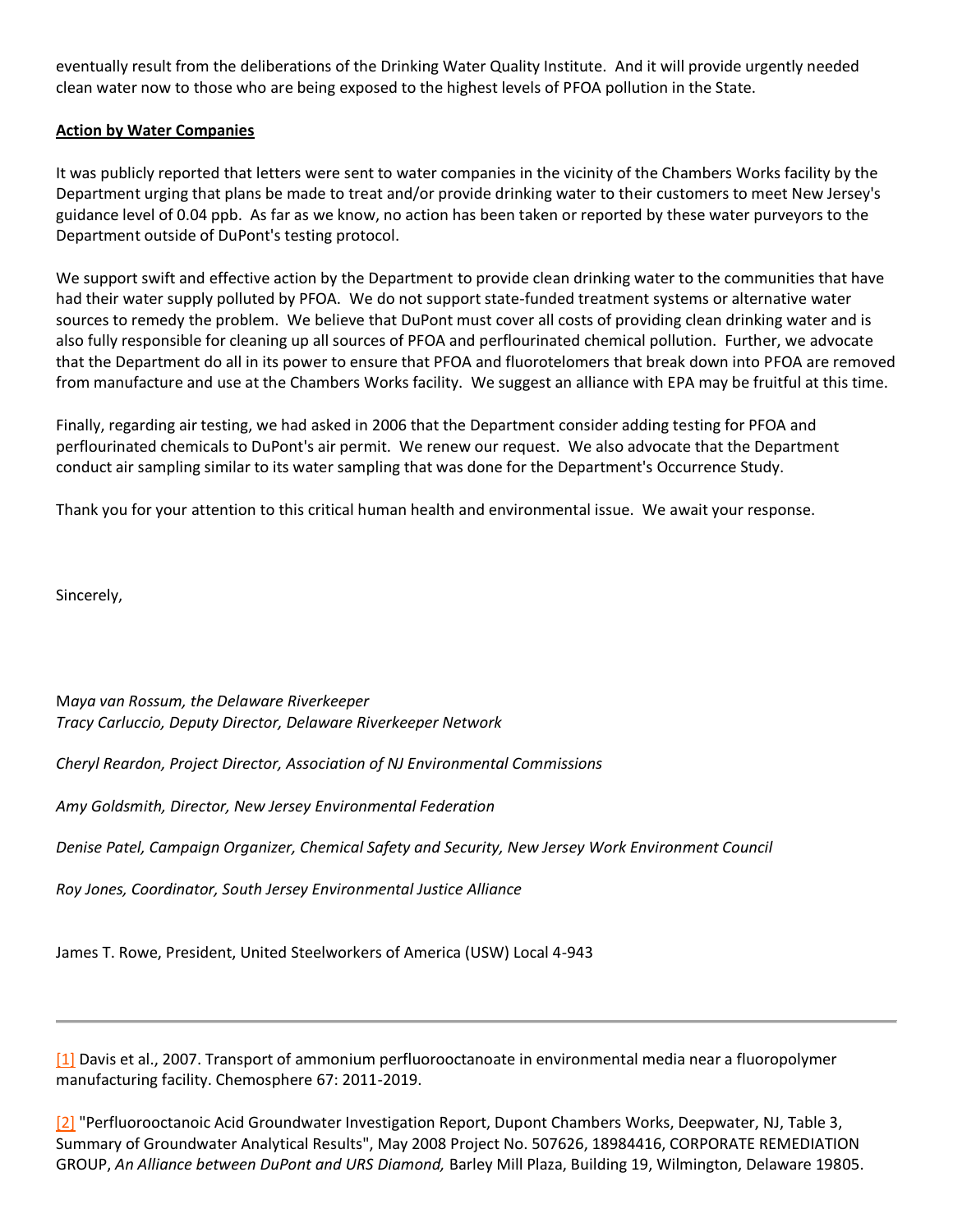eventually result from the deliberations of the Drinking Water Quality Institute. And it will provide urgently needed clean water now to those who are being exposed to the highest levels of PFOA pollution in the State.

**Action by Water Companies**

It was publicly reported that letters were sent to water companies in the vicinity of the Chambers Works facility by the Department urging that plans be made to treat and/or provide drinking water to their customers to meet New Jersey's guidance level of 0.04 ppb. As far as we know, no action has been taken or reported by these water purveyors to the Department outside of DuPont's testing protocol.

We support swift and effective action by the Department to provide clean drinking water to the communities that have had their water supply polluted by PFOA. We do not support state-funded treatment systems or alternative water sources to remedy the problem. We believe that DuPont must cover all costs of providing clean drinking water and is also fully responsible for cleaning up all sources of PFOA and perflourinated chemical pollution. Further, we advocate that the Department do all in its power to ensure that PFOA and fluorotelomers that break down into PFOA are removed from manufacture and use at the Chambers Works facility. We suggest an alliance with EPA may be fruitful at this time.

Finally, regarding air testing, we had asked in 2006 that the Department consider adding testing for PFOA and perflourinated chemicals to DuPont's air permit. We renew our request. We also advocate that the Department conduct air sampling similar to its water sampling that was done for the Department's Occurrence Study.

Thank you for your attention to this critical human health and environmental issue. We await your response.

Sincerely,

M*aya van Rossum, the Delaware Riverkeeper*
*Tracy Carluccio, Deputy Director, Delaware Riverkeeper Network*

*Cheryl Reardon, Project Director, Association of NJ Environmental Commissions*

*Amy Goldsmith, Director, New Jersey Environmental Federation*

*Denise Patel, Campaign Organizer, Chemical Safety and Security, New Jersey Work Environment Council*

*Roy Jones, Coordinator, South Jersey Environmental Justice Alliance*

James T. Rowe, President, United Steelworkers of America (USW) Local 4-943

---

[1] Davis et al., 2007. Transport of ammonium perfluorooctanoate in environmental media near a fluoropolymer manufacturing facility. Chemosphere 67: 2011-2019.

[2] "Perfluorooctanoic Acid Groundwater Investigation Report, Dupont Chambers Works, Deepwater, NJ, Table 3, Summary of Groundwater Analytical Results", May 2008 Project No. 507626, 18984416, CORPORATE REMEDIATION GROUP, *An Alliance between DuPont and URS Diamond,* Barley Mill Plaza, Building 19, Wilmington, Delaware 19805.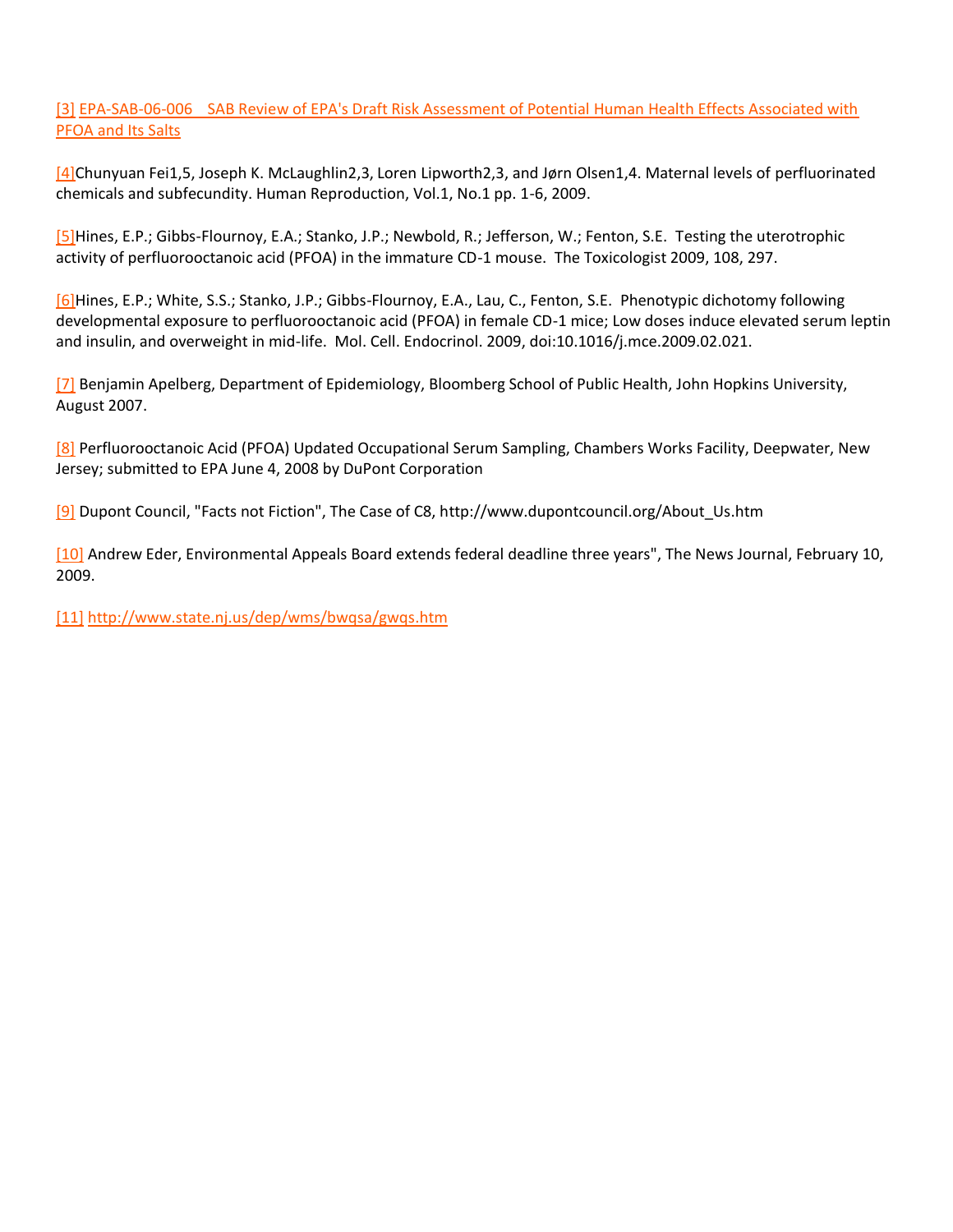[3] EPA-SAB-06-006 SAB Review of EPA's Draft Risk Assessment of Potential Human Health Effects Associated with PFOA and Its Salts

[4]Chunyuan Fei1,5, Joseph K. McLaughlin2,3, Loren Lipworth2,3, and Jørn Olsen1,4. Maternal levels of perfluorinated chemicals and subfecundity. Human Reproduction, Vol.1, No.1 pp. 1-6, 2009.

[5]Hines, E.P.; Gibbs-Flournoy, E.A.; Stanko, J.P.; Newbold, R.; Jefferson, W.; Fenton, S.E. Testing the uterotrophic activity of perfluorooctanoic acid (PFOA) in the immature CD-1 mouse. The Toxicologist 2009, 108, 297.

[6]Hines, E.P.; White, S.S.; Stanko, J.P.; Gibbs-Flournoy, E.A., Lau, C., Fenton, S.E. Phenotypic dichotomy following developmental exposure to perfluorooctanoic acid (PFOA) in female CD-1 mice; Low doses induce elevated serum leptin and insulin, and overweight in mid-life. Mol. Cell. Endocrinol. 2009, doi:10.1016/j.mce.2009.02.021.

[7] Benjamin Apelberg, Department of Epidemiology, Bloomberg School of Public Health, John Hopkins University, August 2007.

[8] Perfluorooctanoic Acid (PFOA) Updated Occupational Serum Sampling, Chambers Works Facility, Deepwater, New Jersey; submitted to EPA June 4, 2008 by DuPont Corporation

[9] Dupont Council, "Facts not Fiction", The Case of C8, http://www.dupontcouncil.org/About_Us.htm

[10] Andrew Eder, Environmental Appeals Board extends federal deadline three years", The News Journal, February 10, 2009.

[11] http://www.state.nj.us/dep/wms/bwqsa/gwqs.htm